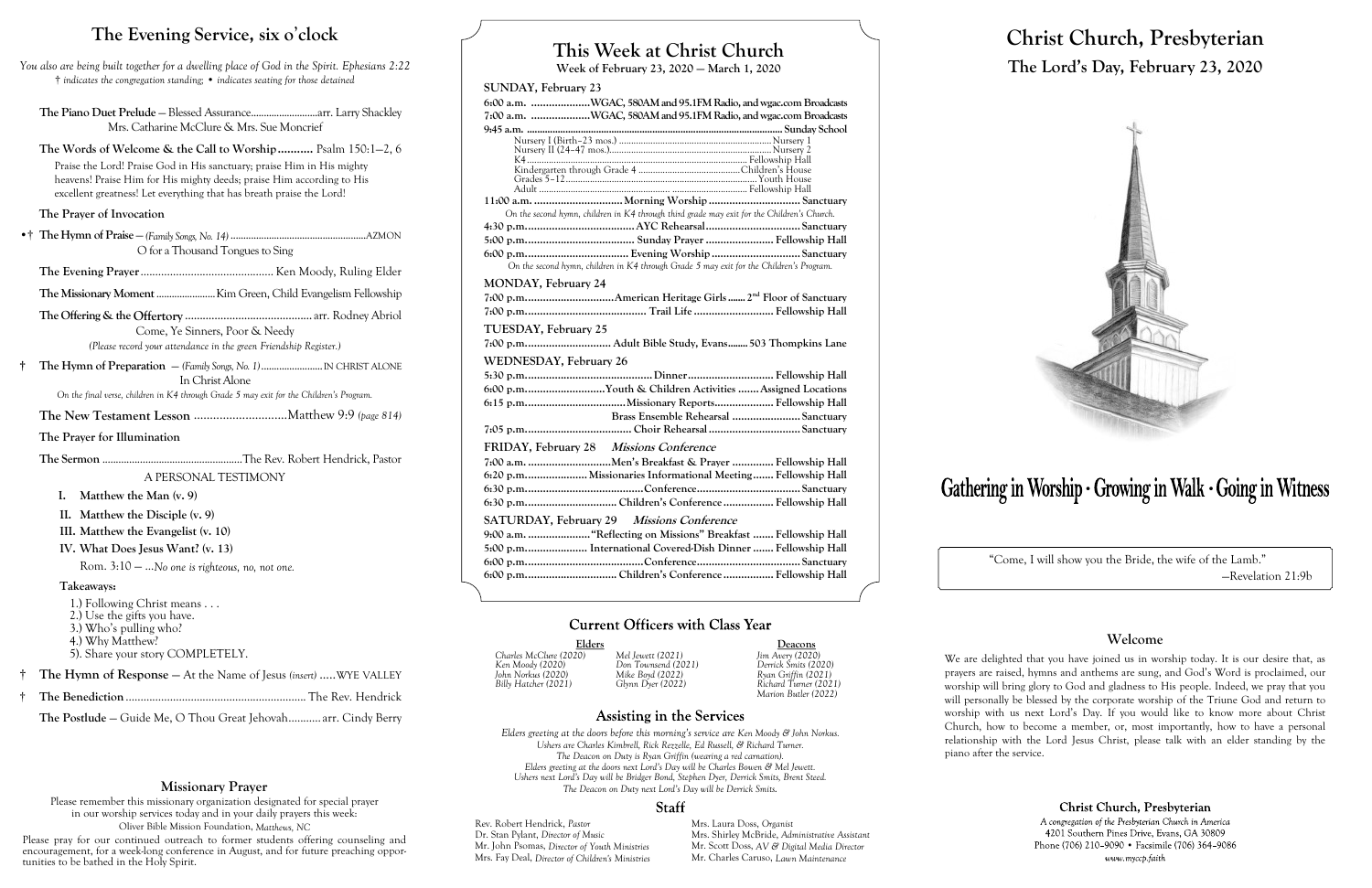# The Evening Service, six o'clock

*You also are being built together for a dwelling place of God in the Spirit. Ephesians 2:22*
*† indicates the congregation standing; • indicates seating for those detained*

**The Piano Duet Prelude** — Blessed Assurance..........................arr. Larry Shackley
Mrs. Catharine McClure & Mrs. Sue Moncrief

**The Words of Welcome & the Call to Worship**........... Psalm 150:1–2, 6
Praise the Lord! Praise God in His sanctuary; praise Him in His mighty heavens! Praise Him for His mighty deeds; praise Him according to His excellent greatness! Let everything that has breath praise the Lord!

**The Prayer of Invocation**

•† **The Hymn of Praise** — *(Family Songs, No. 14)* ......................................................AZMON
O for a Thousand Tongues to Sing

**The Evening Prayer**............................................ Ken Moody, Ruling Elder

**The Missionary Moment**........................Kim Green, Child Evangelism Fellowship

**The Offering & the Offertory** .......................................... arr. Rodney Abriol
Come, Ye Sinners, Poor & Needy
*(Please record your attendance in the green Friendship Register.)*

† **The Hymn of Preparation** — *(Family Songs, No. 1)*.........................IN CHRIST ALONE
In Christ Alone
*On the final verse, children in K4 through Grade 5 may exit for the Children's Program.*

**The New Testament Lesson** .............................Matthew 9:9 *(page 814)*

**The Prayer for Illumination**

**The Sermon** .....................................................The Rev. Robert Hendrick, Pastor

A PERSONAL TESTIMONY

- **I. Matthew the Man (v. 9)**
- **II. Matthew the Disciple (v. 9)**
- **III. Matthew the Evangelist (v. 10)**
- **IV. What Does Jesus Want? (v. 13)**

Rom. 3:10 — *...No one is righteous, no, not one.*

**Takeaways:**

1.) Following Christ means . . .
2.) Use the gifts you have.
3.) Who's pulling who?
4.) Why Matthew?
5). Share your story COMPLETELY.

† **The Hymn of Response** — At the Name of Jesus *(insert)* .....WYE VALLEY

† **The Benediction**............................................................ The Rev. Hendrick

**The Postlude** — Guide Me, O Thou Great Jehovah........... arr. Cindy Berry

## Missionary Prayer

Please remember this missionary organization designated for special prayer in our worship services today and in your daily prayers this week:
Oliver Bible Mission Foundation, *Matthews, NC*

Please pray for our continued outreach to former students offering counseling and encouragement, for a week-long conference in August, and for future preaching opportunities to be bathed in the Holy Spirit.

# This Week at Christ Church

**Week of February 23, 2020 — March 1, 2020**

**SUNDAY, February 23**

6:00 a.m. ....................WGAC, 580AM and 95.1FM Radio, and wgac.com Broadcasts
7:00 a.m. ....................WGAC, 580AM and 95.1FM Radio, and wgac.com Broadcasts
9:45 a.m. ..................................................................................... Sunday School
- Nursery I (Birth–23 mos.) ............................................ Nursery 1
- Nursery II (24–47 mos.)................................................ Nursery 2
- K4 ..................................................................... Fellowship Hall
- Kindergarten through Grade 4 ..................................Children's House
- Grades 5–12.................................................................Youth House
- Adult .................................................................. Fellowship Hall

11:00 a.m. .............................. Morning Worship ............................... Sanctuary
*On the second hymn, children in K4 through third grade may exit for the Children's Church.*
4:30 p.m.................................... AYC Rehearsal............................... Sanctuary
5:00 p.m..................................... Sunday Prayer ....................... Fellowship Hall
6:00 p.m.................................. Evening Worship .............................. Sanctuary
*On the second hymn, children in K4 through Grade 5 may exit for the Children's Program.*

**MONDAY, February 24**

7:00 p.m..............................American Heritage Girls....... 2nd Floor of Sanctuary
7:00 p.m......................................... Trail Life ........................... Fellowship Hall

**TUESDAY, February 25**

7:00 p.m............................ Adult Bible Study, Evans........ 503 Thompkins Lane

**WEDNESDAY, February 26**

5:30 p.m........................................... Dinner............................ Fellowship Hall
6:00 p.m...........................Youth & Children Activities .......Assigned Locations
6:15 p.m................................. Missionary Reports.................... Fellowship Hall
Brass Ensemble Rehearsal ....................... Sanctuary
7:05 p.m.................................... Choir Rehearsal ............................... Sanctuary

**FRIDAY, February 28** ***Missions Conference***

7:00 a.m. ............................Men's Breakfast & Prayer .............. Fellowship Hall
6:20 p.m..................... Missionaries Informational Meeting....... Fellowship Hall
6:30 p.m........................................Conference.................................. Sanctuary
6:30 p.m............................... Children's Conference................. Fellowship Hall

**SATURDAY, February 29** ***Missions Conference***

9:00 a.m. ....................."Reflecting on Missions" Breakfast ....... Fellowship Hall
5:00 p.m..................... International Covered-Dish Dinner ....... Fellowship Hall
6:00 p.m........................................Conference.................................. Sanctuary
6:00 p.m............................... Children's Conference................. Fellowship Hall

## Current Officers with Class Year

| Elders | | Deacons |
|---|---|---|
| *Charles McClure (2020)* | *Mel Jewett (2021)* | *Jim Avery (2020)* |
| *Ken Moody (2020)* | *Don Townsend (2021)* | *Derrick Smits (2020)* |
| *John Norkus (2020)* | *Mike Boyd (2022)* | *Ryan Griffin (2021)* |
| *Billy Hatcher (2021)* | *Glynn Dyer (2022)* | *Richard Turner (2021)* |
| | | *Marion Butler (2022)* |

## Assisting in the Services

*Elders greeting at the doors before this morning's service are Ken Moody & John Norkus.*
*Ushers are Charles Kimbrell, Rick Rezzelle, Ed Russell, & Richard Turner.*
*The Deacon on Duty is Ryan Griffin (wearing a red carnation).*
*Elders greeting at the doors next Lord's Day will be Charles Bowen & Mel Jewett.*
*Ushers next Lord's Day will be Bridger Bond, Stephen Dyer, Derrick Smits, Brent Steed.*
*The Deacon on Duty next Lord's Day will be Derrick Smits.*

## Staff

Rev. Robert Hendrick, *Pastor*
Dr. Stan Pylant, *Director of Music*
Mr. John Psomas, *Director of Youth Ministries*
Mrs. Fay Deal, *Director of Children's Ministries*
Mrs. Laura Doss, *Organist*
Mrs. Shirley McBride, *Administrative Assistant*
Mr. Scott Doss, *AV & Digital Media Director*
Mr. Charles Caruso, *Lawn Maintenance*

# Christ Church, Presbyterian

## The Lord's Day, February 23, 2020

# Gathering in Worship · Growing in Walk · Going in Witness

"Come, I will show you the Bride, the wife of the Lamb."
—Revelation 21:9b

## Welcome

We are delighted that you have joined us in worship today. It is our desire that, as prayers are raised, hymns and anthems are sung, and God's Word is proclaimed, our worship will bring glory to God and gladness to His people. Indeed, we pray that you will personally be blessed by the corporate worship of the Triune God and return to worship with us next Lord's Day. If you would like to know more about Christ Church, how to become a member, or, most importantly, how to have a personal relationship with the Lord Jesus Christ, please talk with an elder standing by the piano after the service.

**Christ Church, Presbyterian**
*A congregation of the Presbyterian Church in America*
4201 Southern Pines Drive, Evans, GA 30809
Phone (706) 210–9090 • Facsimile (706) 364–9086
*www.myccp.faith*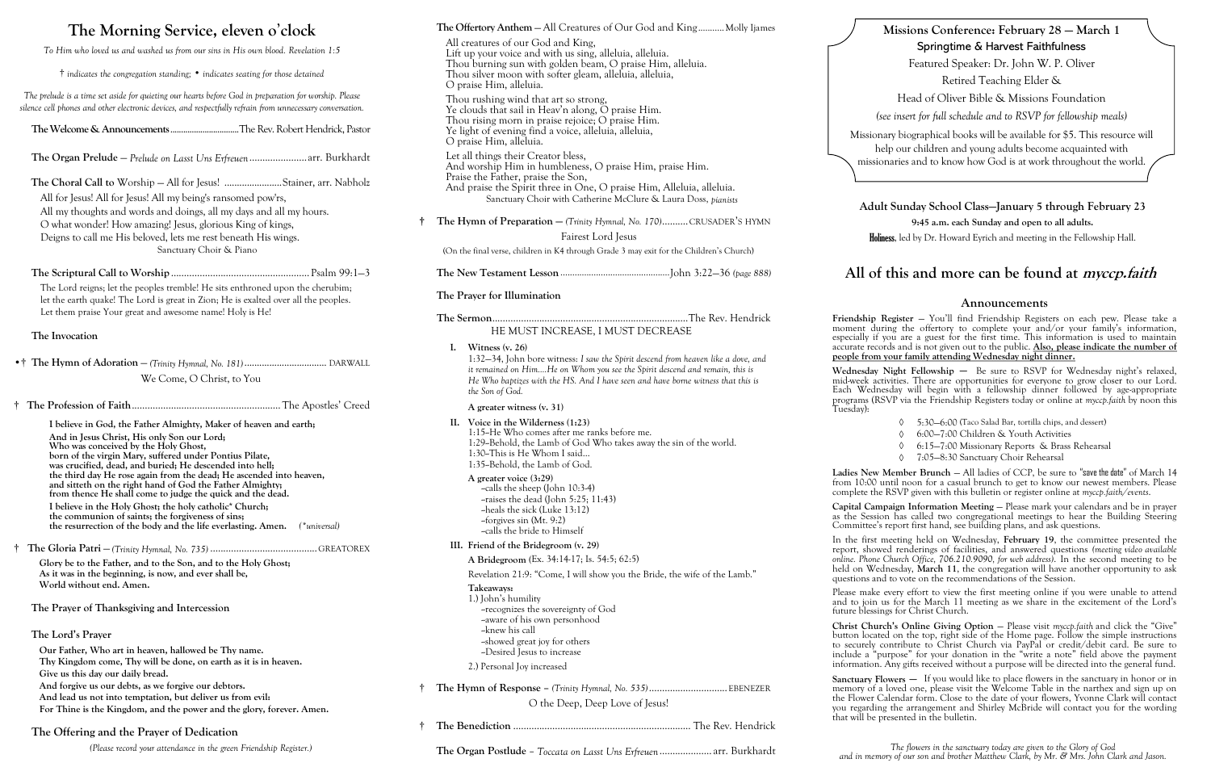# The Morning Service, eleven o'clock

*To Him who loved us and washed us from our sins in His own blood. Revelation 1:5*

*† indicates the congregation standing; • indicates seating for those detained*

*The prelude is a time set aside for quieting our hearts before God in preparation for worship. Please silence cell phones and other electronic devices, and respectfully refrain from unnecessary conversation.*

**The Welcome & Announcements** ................................ The Rev. Robert Hendrick, Pastor

**The Organ Prelude** — *Prelude on Lasst Uns Erfreuen* ...................... arr. Burkhardt

**The Choral Call to Worship — All for Jesus!** ........................ Stainer, arr. Nabholz

All for Jesus! All for Jesus! All my being's ransomed pow'rs,
All my thoughts and words and doings, all my days and all my hours.
O what wonder! How amazing! Jesus, glorious King of kings,
Deigns to call me His beloved, lets me rest beneath His wings.

Sanctuary Choir & Piano

**The Scriptural Call to Worship** ..................................................... Psalm 99:1–3

The Lord reigns; let the peoples tremble! He sits enthroned upon the cherubim; let the earth quake! The Lord is great in Zion; He is exalted over all the peoples. Let them praise Your great and awesome name! Holy is He!

**The Invocation**

•† **The Hymn of Adoration** — *(Trinity Hymnal, No. 181)* ................................ DARWALL

We Come, O Christ, to You

† **The Profession of Faith** ......................................................... The Apostles' Creed

**I believe in God, the Father Almighty, Maker of heaven and earth;**
**And in Jesus Christ, His only Son our Lord;**
**Who was conceived by the Holy Ghost,**
**born of the virgin Mary, suffered under Pontius Pilate,**
**was crucified, dead, and buried; He descended into hell;**
**the third day He rose again from the dead; He ascended into heaven,**
**and sitteth on the right hand of God the Father Almighty;**
**from thence He shall come to judge the quick and the dead.**
**I believe in the Holy Ghost; the holy catholic\* Church;**
**the communion of saints; the forgiveness of sins;**
**the resurrection of the body and the life everlasting. Amen.** *(\*universal)*

† **The Gloria Patri** — *(Trinity Hymnal, No. 735)* ........................................ GREATOREX

**Glory be to the Father, and to the Son, and to the Holy Ghost;**
**As it was in the beginning, is now, and ever shall be,**
**World without end. Amen.**

**The Prayer of Thanksgiving and Intercession**

**The Lord's Prayer**

**Our Father, Who art in heaven, hallowed be Thy name.**
**Thy Kingdom come, Thy will be done, on earth as it is in heaven.**
**Give us this day our daily bread.**
**And forgive us our debts, as we forgive our debtors.**
**And lead us not into temptation, but deliver us from evil:**
**For Thine is the Kingdom, and the power and the glory, forever. Amen.**

**The Offering and the Prayer of Dedication**

*(Please record your attendance in the green Friendship Register.)*

**The Offertory Anthem** — All Creatures of Our God and King ........... Molly Ijames

All creatures of our God and King,
Lift up your voice and with us sing, alleluia, alleluia.
Thou burning sun with golden beam, O praise Him, alleluia.
Thou silver moon with softer gleam, alleluia, alleluia,
O praise Him, alleluia.

Thou rushing wind that art so strong,
Ye clouds that sail in Heav'n along, O praise Him.
Thou rising morn in praise rejoice; O praise Him.
Ye light of evening find a voice, alleluia, alleluia,
O praise Him, alleluia.

Let all things their Creator bless,
And worship Him in humbleness, O praise Him, praise Him.
Praise the Father, praise the Son,
And praise the Spirit three in One, O praise Him, Alleluia, alleluia.

Sanctuary Choir with Catherine McClure & Laura Doss, *pianists*

† **The Hymn of Preparation** — *(Trinity Hymnal, No. 170)* .......... CRUSADER'S HYMN

Fairest Lord Jesus

(On the final verse, children in K4 through Grade 3 may exit for the Children's Church)

**The New Testament Lesson** .............................................. John 3:22–36 *(page 888)*

**The Prayer for Illumination**

**The Sermon** .......................................................................... The Rev. Hendrick

HE MUST INCREASE, I MUST DECREASE

**I. Witness (v. 26)**

1:32—34, John bore witness: *I saw the Spirit descend from heaven like a dove, and it remained on Him....He on Whom you see the Spirit descend and remain, this is He Who baptizes with the HS. And I have seen and have borne witness that this is the Son of God.*

**A greater witness (v. 31)**

**II. Voice in the Wilderness (1:23)**

1:15–He Who comes after me ranks before me.
1:29–Behold, the Lamb of God Who takes away the sin of the world.
1:30–This is He Whom I said...
1:35–Behold, the Lamb of God.

**A greater voice (3:29)**

–calls the sheep (John 10:3-4)
–raises the dead (John 5:25; 11:43)
–heals the sick (Luke 13:12)
–forgives sin (Mt. 9:2)
–calls the bride to Himself

**III. Friend of the Bridegroom (v. 29)**

**A Bridegroom** (Ex. 34:14-17; Is. 54:5; 62:5)

Revelation 21:9: "Come, I will show you the Bride, the wife of the Lamb."

**Takeaways:**

1.) John's humility
–recognizes the sovereignty of God
–aware of his own personhood
–knew his call
–showed great joy for others
–Desired Jesus to increase

2.) Personal Joy increased

† **The Hymn of Response** – *(Trinity Hymnal, No. 535)* .............................. EBENEZER

O the Deep, Deep Love of Jesus!

† **The Benediction** ................................................................... The Rev. Hendrick

**The Organ Postlude** – *Toccata on Lasst Uns Erfreuen* .................... arr. Burkhardt

**Missions Conference: February 28 — March 1**

Springtime & Harvest Faithfulness

Featured Speaker: Dr. John W. P. Oliver

Retired Teaching Elder &

Head of Oliver Bible & Missions Foundation

*(see insert for full schedule and to RSVP for fellowship meals)*

Missionary biographical books will be available for $5. This resource will help our children and young adults become acquainted with missionaries and to know how God is at work throughout the world.

**Adult Sunday School Class—January 5 through February 23**

**9:45 a.m. each Sunday and open to all adults.**

**Holiness**, led by Dr. Howard Eyrich and meeting in the Fellowship Hall.

## All of this and more can be found at *myccp.faith*

### Announcements

**Friendship Register** — You'll find Friendship Registers on each pew. Please take a moment during the offertory to complete your and/or your family's information, especially if you are a guest for the first time. This information is used to maintain accurate records and is not given out to the public. **Also, please indicate the number of people from your family attending Wednesday night dinner.**

**Wednesday Night Fellowship —** Be sure to RSVP for Wednesday night's relaxed, mid-week activities. There are opportunities for everyone to grow closer to our Lord. Each Wednesday will begin with a fellowship dinner followed by age-appropriate programs (RSVP via the Friendship Registers today or online at *myccp.faith* by noon this Tuesday):

- 5:30—6:00 (Taco Salad Bar, tortilla chips, and dessert)
- 6:00—7:00 Children & Youth Activities
- 6:15—7:00 Missionary Reports & Brass Rehearsal
- 7:05—8:30 Sanctuary Choir Rehearsal

**Ladies New Member Brunch** — All ladies of CCP, be sure to "save the date" of March 14 from 10:00 until noon for a casual brunch to get to know our newest members. Please complete the RSVP given with this bulletin or register online at *myccp.faith/events*.

**Capital Campaign Information Meeting** — Please mark your calendars and be in prayer as the Session has called two congregational meetings to hear the Building Steering Committee's report first hand, see building plans, and ask questions.

In the first meeting held on Wednesday, **February 19**, the committee presented the report, showed renderings of facilities, and answered questions *(meeting video available online. Phone Church Office, 706.210.9090, for web address)*. In the second meeting to be held on Wednesday, **March 11**, the congregation will have another opportunity to ask questions and to vote on the recommendations of the Session.

Please make every effort to view the first meeting online if you were unable to attend and to join us for the March 11 meeting as we share in the excitement of the Lord's future blessings for Christ Church.

**Christ Church's Online Giving Option** — Please visit *myccp.faith* and click the "Give" button located on the top, right side of the Home page. Follow the simple instructions to securely contribute to Christ Church via PayPal or credit/debit card. Be sure to include a "purpose" for your donation in the "write a note" field above the payment information. Any gifts received without a purpose will be directed into the general fund.

**Sanctuary Flowers —** If you would like to place flowers in the sanctuary in honor or in memory of a loved one, please visit the Welcome Table in the narthex and sign up on the Flower Calendar form. Close to the date of your flowers, Yvonne Clark will contact you regarding the arrangement and Shirley McBride will contact you for the wording that will be presented in the bulletin.

*The flowers in the sanctuary today are given to the Glory of God and in memory of our son and brother Matthew Clark, by Mr. & Mrs. John Clark and Jason.*